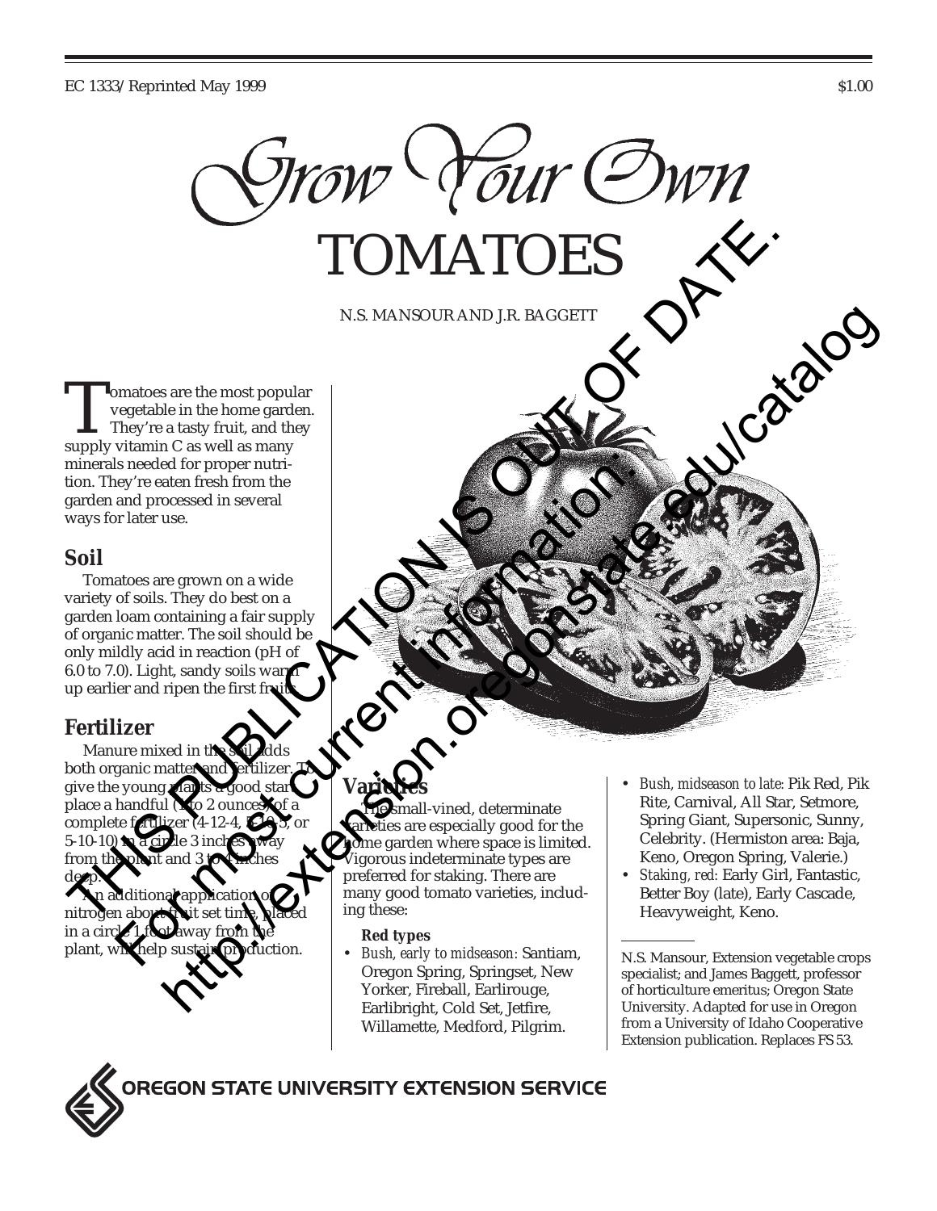EC 1333/Reprinted May 1999 $1.00

# Grow Your Own TOMATOES

N.S. MANSOUR AND J.R. BAGGETT

THIS PUBLICATION IS OUT OF DATE. For most current information: http://extension.oregonstate.edu/catalog

Tomatoes are the most popular vegetable in the home garden. They're a tasty fruit, and they supply vitamin C as well as many minerals needed for proper nutrition. They're eaten fresh from the garden and processed in several ways for later use.

## Soil

Tomatoes are grown on a wide variety of soils. They do best on a garden loam containing a fair supply of organic matter. The soil should be only mildly acid in reaction (pH of 6.0 to 7.0). Light, sandy soils warm up earlier and ripen the first fruits.

## Fertilizer

Manure mixed in the soil adds both organic matter and fertilizer. To give the young plants a good start, place a handful (1 to 2 ounces) of a complete fertilizer (4-12-4, 5-10-5, or 5-10-10) in a circle 3 inches away from the plant and 3 to 4 inches deep.

An additional application of nitrogen about fruit set time, placed in a circle 1 foot away from the plant, will help sustain production.

## Varieties

The small-vined, determinate varieties are especially good for the home garden where space is limited. Vigorous indeterminate types are preferred for staking. There are many good tomato varieties, including these:

### Red types

- *Bush, early to midseason:* Santiam, Oregon Spring, Springset, New Yorker, Fireball, Earlirouge, Earlibright, Cold Set, Jetfire, Willamette, Medford, Pilgrim.
- *Bush, midseason to late:* Pik Red, Pik Rite, Carnival, All Star, Setmore, Spring Giant, Supersonic, Sunny, Celebrity. (Hermiston area: Baja, Keno, Oregon Spring, Valerie.)
- *Staking, red:* Early Girl, Fantastic, Better Boy (late), Early Cascade, Heavyweight, Keno.

---

N.S. Mansour, Extension vegetable crops specialist; and James Baggett, professor of horticulture emeritus; Oregon State University. Adapted for use in Oregon from a University of Idaho Cooperative Extension publication. Replaces FS 53.

OREGON STATE UNIVERSITY EXTENSION SERVICE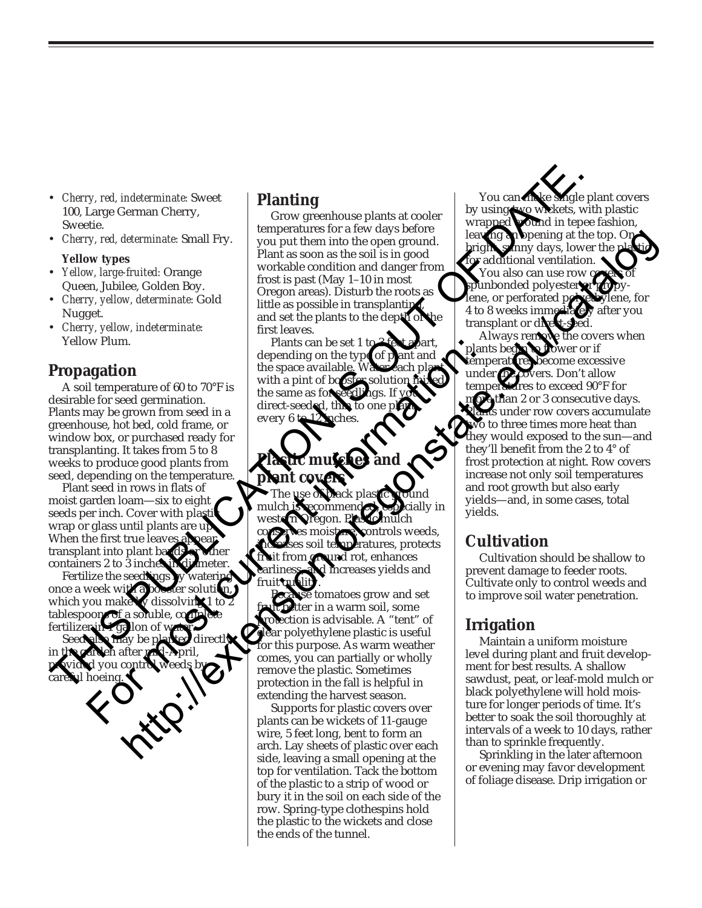- *Cherry, red, indeterminate:* Sweet 100, Large German Cherry, Sweetie.
- *Cherry, red, determinate:* Small Fry.

**Yellow types**

- *Yellow, large-fruited:* Orange Queen, Jubilee, Golden Boy.
- *Cherry, yellow, determinate:* Gold Nugget.
- *Cherry, yellow, indeterminate:* Yellow Plum.

## Propagation

A soil temperature of 60 to 70°F is desirable for seed germination. Plants may be grown from seed in a greenhouse, hot bed, cold frame, or window box, or purchased ready for transplanting. It takes from 5 to 8 weeks to produce good plants from seed, depending on the temperature.

Plant seed in rows in flats of moist garden loam—six to eight seeds per inch. Cover with plastic wrap or glass until plants are up. When the first true leaves appear, transplant into plant bands or other containers 2 to 3 inches in diameter.

Fertilize the seedlings by watering once a week with a booster solution, which you make by dissolving 1 to 2 tablespoons of a soluble, complete fertilizer in 1 gallon of water.

Seed also may be planted directly in the garden after mid-April, provided you control weeds by careful hoeing.

## Planting

Grow greenhouse plants at cooler temperatures for a few days before you put them into the open ground. Plant as soon as the soil is in good workable condition and danger from frost is past (May 1–10 in most Oregon areas). Disturb the roots as little as possible in transplanting, and set the plants to the depth of the first leaves.

Plants can be set 1 to 3 feet apart, depending on the type of plant and the space available. Water each plant with a pint of booster solution mixed the same as for seedlings. If you direct-seeded, thin to one plant every 6 to 12 inches.

## Plastic mulches and plant covers

The use of black plastic ground mulch is recommended, especially in western Oregon. Plastic mulch conserves moisture, controls weeds, increases soil temperatures, protects fruit from ground rot, enhances earliness, and increases yields and fruit quality.

Because tomatoes grow and set fruit better in a warm soil, some protection is advisable. A "tent" of clear polyethylene plastic is useful for this purpose. As warm weather comes, you can partially or wholly remove the plastic. Sometimes protection in the fall is helpful in extending the harvest season.

Supports for plastic covers over plants can be wickets of 11-gauge wire, 5 feet long, bent to form an arch. Lay sheets of plastic over each side, leaving a small opening at the top for ventilation. Tack the bottom of the plastic to a strip of wood or bury it in the soil on each side of the row. Spring-type clothespins hold the plastic to the wickets and close the ends of the tunnel.

You can make single plant covers by using two wickets, with plastic wrapped around in tepee fashion, leaving an opening at the top. On bright, sunny days, lower the plastic for additional ventilation.

You also can use row covers of spunbonded polyester or polypropylene, or perforated polyethylene, for 4 to 8 weeks immediately after you transplant or direct-seed.

Always remove the covers when plants begin to flower or if temperatures become excessive under the covers. Don't allow temperatures to exceed 90°F for more than 2 or 3 consecutive days. Plants under row covers accumulate two to three times more heat than they would exposed to the sun—and they'll benefit from the 2 to 4° of frost protection at night. Row covers increase not only soil temperatures and root growth but also early yields—and, in some cases, total yields.

## Cultivation

Cultivation should be shallow to prevent damage to feeder roots. Cultivate only to control weeds and to improve soil water penetration.

## Irrigation

Maintain a uniform moisture level during plant and fruit development for best results. A shallow sawdust, peat, or leaf-mold mulch or black polyethylene will hold moisture for longer periods of time. It's better to soak the soil thoroughly at intervals of a week to 10 days, rather than to sprinkle frequently.

Sprinkling in the later afternoon or evening may favor development of foliage disease. Drip irrigation or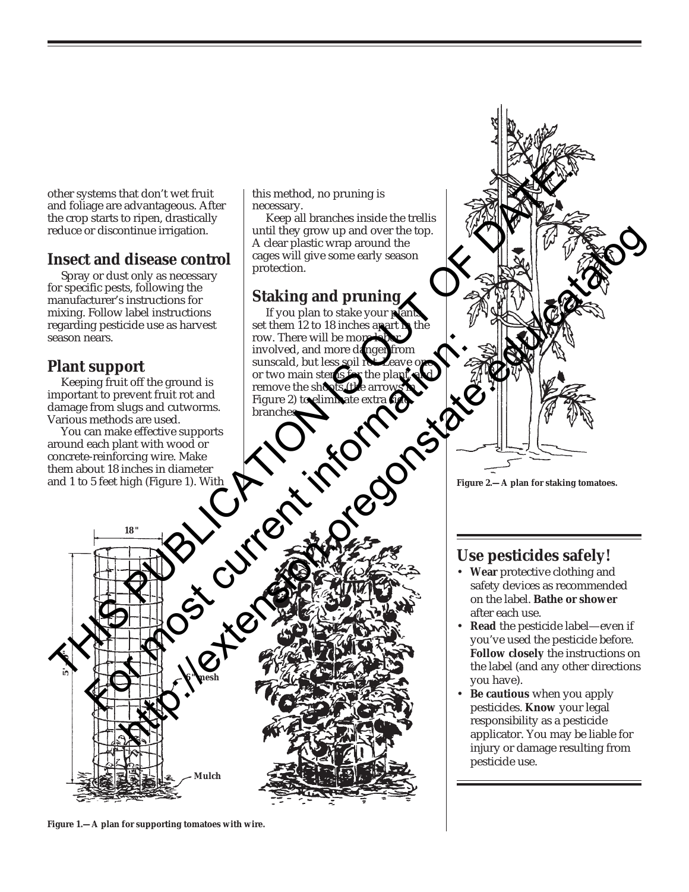other systems that don't wet fruit and foliage are advantageous. After the crop starts to ripen, drastically reduce or discontinue irrigation.

## Insect and disease control

Spray or dust only as necessary for specific pests, following the manufacturer's instructions for mixing. Follow label instructions regarding pesticide use as harvest season nears.

## Plant support

Keeping fruit off the ground is important to prevent fruit rot and damage from slugs and cutworms. Various methods are used.

You can make effective supports around each plant with wood or concrete-reinforcing wire. Make them about 18 inches in diameter and 1 to 5 feet high (Figure 1). With this method, no pruning is necessary.

Keep all branches inside the trellis until they grow up and over the top. A clear plastic wrap around the cages will give some early season protection.

## Staking and pruning

If you plan to stake your plants, set them 12 to 18 inches apart in the row. There will be more labor involved, and more danger from sunscald, but less soil rot. Leave one or two main stems for the plant, and remove the shoots (the arrows in Figure 2) to eliminate extra side branches.

18"

5'

6" mesh

Mulch

**Figure 1.—A plan for supporting tomatoes with wire.**

**Figure 2.—A plan for staking tomatoes.**

## Use pesticides safely!

- **Wear** protective clothing and safety devices as recommended on the label. **Bathe or shower** after each use.
- **Read** the pesticide label—even if you've used the pesticide before. **Follow closely** the instructions on the label (and any other directions you have).
- **Be cautious** when you apply pesticides. **Know** your legal responsibility as a pesticide applicator. You may be liable for injury or damage resulting from pesticide use.

THIS PUBLICATION IS OUT OF DATE.
For most current information:
http://extension.oregonstate.edu/catalog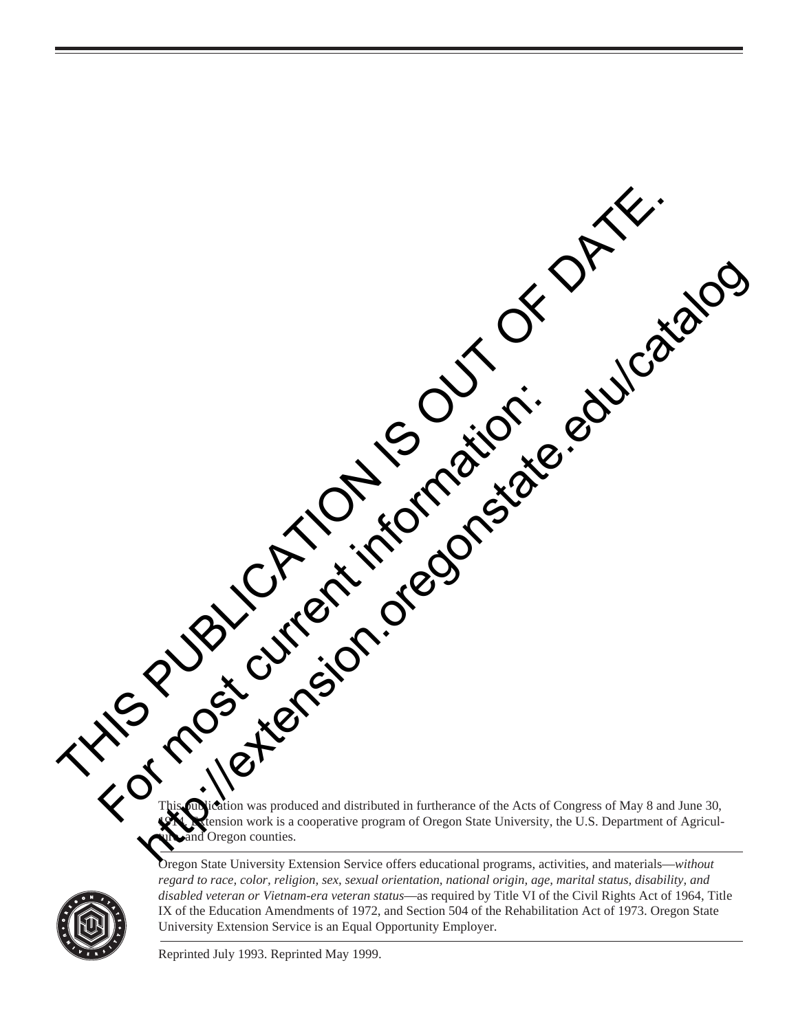THIS PUBLICATION IS OUT OF DATE.

For most current information:

http://extension.oregonstate.edu/catalog

This publication was produced and distributed in furtherance of the Acts of Congress of May 8 and June 30, 1914. Extension work is a cooperative program of Oregon State University, the U.S. Department of Agriculture, and Oregon counties.

Oregon State University Extension Service offers educational programs, activities, and materials—*without regard to race, color, religion, sex, sexual orientation, national origin, age, marital status, disability, and disabled veteran or Vietnam-era veteran status*—as required by Title VI of the Civil Rights Act of 1964, Title IX of the Education Amendments of 1972, and Section 504 of the Rehabilitation Act of 1973. Oregon State University Extension Service is an Equal Opportunity Employer.

Reprinted July 1993. Reprinted May 1999.